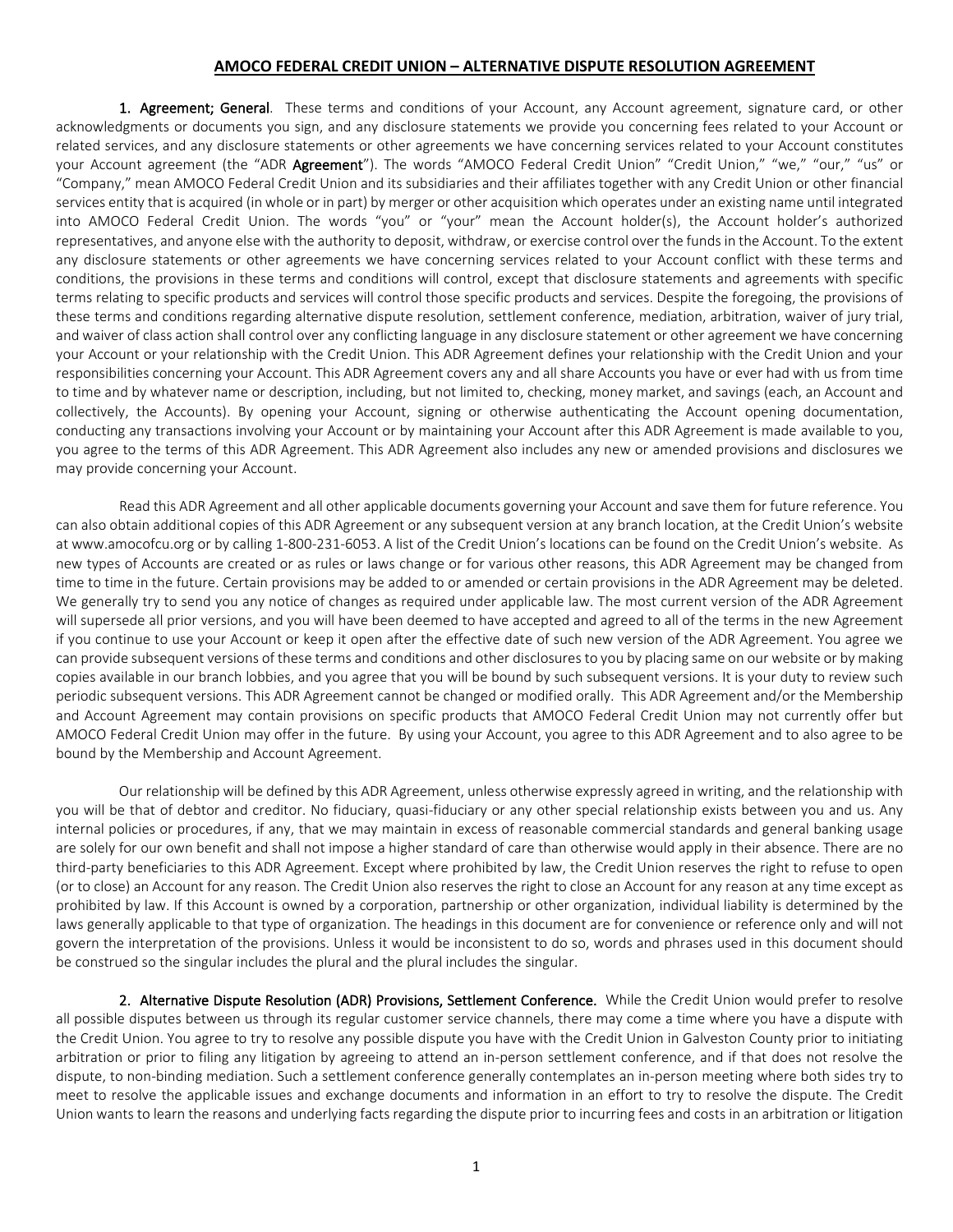## AMOCO FEDERAL CREDIT UNION – ALTERNATIVE DISPUTE RESOLUTION AGREEMENT

**1. Agreement; General**. These terms and conditions of your Account, any Account agreement, signature card, or other acknowledgments or documents you sign, and any disclosure statements we provide you concerning fees related to your Account or related services, and any disclosure statements or other agreements we have concerning services related to your Account constitutes your Account agreement (the "ADR **Agreement**"). The words "AMOCO Federal Credit Union" "Credit Union," "we," "our," "us" or "Company," mean AMOCO Federal Credit Union and its subsidiaries and their affiliates together with any Credit Union or other financial services entity that is acquired (in whole or in part) by merger or other acquisition which operates under an existing name until integrated into AMOCO Federal Credit Union. The words "you" or "your" mean the Account holder(s), the Account holder's authorized representatives, and anyone else with the authority to deposit, withdraw, or exercise control over the funds in the Account. To the extent any disclosure statements or other agreements we have concerning services related to your Account conflict with these terms and conditions, the provisions in these terms and conditions will control, except that disclosure statements and agreements with specific terms relating to specific products and services will control those specific products and services. Despite the foregoing, the provisions of these terms and conditions regarding alternative dispute resolution, settlement conference, mediation, arbitration, waiver of jury trial, and waiver of class action shall control over any conflicting language in any disclosure statement or other agreement we have concerning your Account or your relationship with the Credit Union. This ADR Agreement defines your relationship with the Credit Union and your responsibilities concerning your Account. This ADR Agreement covers any and all share Accounts you have or ever had with us from time to time and by whatever name or description, including, but not limited to, checking, money market, and savings (each, an Account and collectively, the Accounts). By opening your Account, signing or otherwise authenticating the Account opening documentation, conducting any transactions involving your Account or by maintaining your Account after this ADR Agreement is made available to you, you agree to the terms of this ADR Agreement. This ADR Agreement also includes any new or amended provisions and disclosures we may provide concerning your Account.

Read this ADR Agreement and all other applicable documents governing your Account and save them for future reference. You can also obtain additional copies of this ADR Agreement or any subsequent version at any branch location, at the Credit Union's website at www.amocofcu.org or by calling 1-800-231-6053. A list of the Credit Union's locations can be found on the Credit Union's website. As new types of Accounts are created or as rules or laws change or for various other reasons, this ADR Agreement may be changed from time to time in the future. Certain provisions may be added to or amended or certain provisions in the ADR Agreement may be deleted. We generally try to send you any notice of changes as required under applicable law. The most current version of the ADR Agreement will supersede all prior versions, and you will have been deemed to have accepted and agreed to all of the terms in the new Agreement if you continue to use your Account or keep it open after the effective date of such new version of the ADR Agreement. You agree we can provide subsequent versions of these terms and conditions and other disclosures to you by placing same on our website or by making copies available in our branch lobbies, and you agree that you will be bound by such subsequent versions. It is your duty to review such periodic subsequent versions. This ADR Agreement cannot be changed or modified orally. This ADR Agreement and/or the Membership and Account Agreement may contain provisions on specific products that AMOCO Federal Credit Union may not currently offer but AMOCO Federal Credit Union may offer in the future. By using your Account, you agree to this ADR Agreement and to also agree to be bound by the Membership and Account Agreement.

Our relationship will be defined by this ADR Agreement, unless otherwise expressly agreed in writing, and the relationship with you will be that of debtor and creditor. No fiduciary, quasi-fiduciary or any other special relationship exists between you and us. Any internal policies or procedures, if any, that we may maintain in excess of reasonable commercial standards and general banking usage are solely for our own benefit and shall not impose a higher standard of care than otherwise would apply in their absence. There are no third-party beneficiaries to this ADR Agreement. Except where prohibited by law, the Credit Union reserves the right to refuse to open (or to close) an Account for any reason. The Credit Union also reserves the right to close an Account for any reason at any time except as prohibited by law. If this Account is owned by a corporation, partnership or other organization, individual liability is determined by the laws generally applicable to that type of organization. The headings in this document are for convenience or reference only and will not govern the interpretation of the provisions. Unless it would be inconsistent to do so, words and phrases used in this document should be construed so the singular includes the plural and the plural includes the singular.

**2. Alternative Dispute Resolution (ADR) Provisions, Settlement Conference.** While the Credit Union would prefer to resolve all possible disputes between us through its regular customer service channels, there may come a time where you have a dispute with the Credit Union. You agree to try to resolve any possible dispute you have with the Credit Union in Galveston County prior to initiating arbitration or prior to filing any litigation by agreeing to attend an in-person settlement conference, and if that does not resolve the dispute, to non-binding mediation. Such a settlement conference generally contemplates an in-person meeting where both sides try to meet to resolve the applicable issues and exchange documents and information in an effort to try to resolve the dispute. The Credit Union wants to learn the reasons and underlying facts regarding the dispute prior to incurring fees and costs in an arbitration or litigation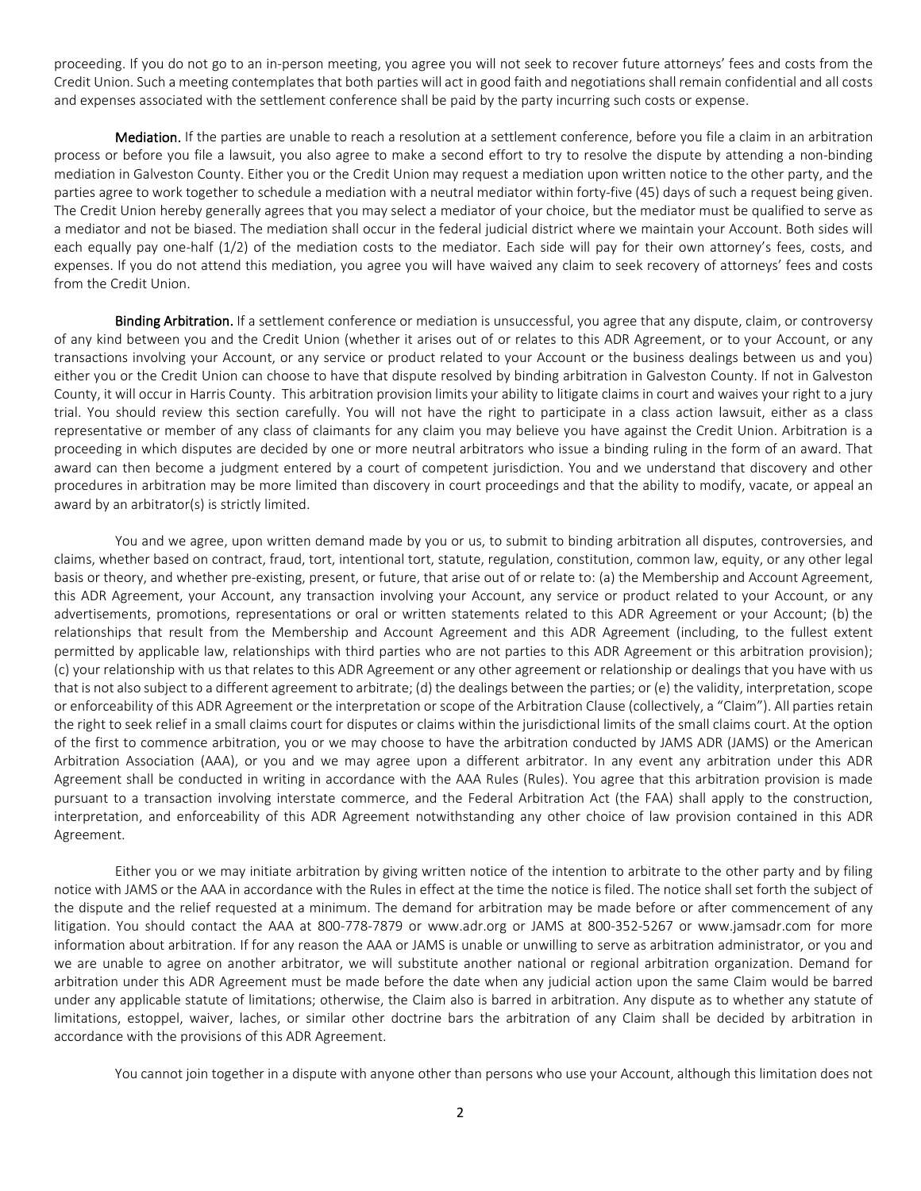proceeding. If you do not go to an in-person meeting, you agree you will not seek to recover future attorneys' fees and costs from the Credit Union. Such a meeting contemplates that both parties will act in good faith and negotiations shall remain confidential and all costs and expenses associated with the settlement conference shall be paid by the party incurring such costs or expense.

**Mediation.** If the parties are unable to reach a resolution at a settlement conference, before you file a claim in an arbitration process or before you file a lawsuit, you also agree to make a second effort to try to resolve the dispute by attending a non-binding mediation in Galveston County. Either you or the Credit Union may request a mediation upon written notice to the other party, and the parties agree to work together to schedule a mediation with a neutral mediator within forty-five (45) days of such a request being given. The Credit Union hereby generally agrees that you may select a mediator of your choice, but the mediator must be qualified to serve as a mediator and not be biased. The mediation shall occur in the federal judicial district where we maintain your Account. Both sides will each equally pay one-half (1/2) of the mediation costs to the mediator. Each side will pay for their own attorney's fees, costs, and expenses. If you do not attend this mediation, you agree you will have waived any claim to seek recovery of attorneys' fees and costs from the Credit Union.

**Binding Arbitration.** If a settlement conference or mediation is unsuccessful, you agree that any dispute, claim, or controversy of any kind between you and the Credit Union (whether it arises out of or relates to this ADR Agreement, or to your Account, or any transactions involving your Account, or any service or product related to your Account or the business dealings between us and you) either you or the Credit Union can choose to have that dispute resolved by binding arbitration in Galveston County. If not in Galveston County, it will occur in Harris County. This arbitration provision limits your ability to litigate claims in court and waives your right to a jury trial. You should review this section carefully. You will not have the right to participate in a class action lawsuit, either as a class representative or member of any class of claimants for any claim you may believe you have against the Credit Union. Arbitration is a proceeding in which disputes are decided by one or more neutral arbitrators who issue a binding ruling in the form of an award. That award can then become a judgment entered by a court of competent jurisdiction. You and we understand that discovery and other procedures in arbitration may be more limited than discovery in court proceedings and that the ability to modify, vacate, or appeal an award by an arbitrator(s) is strictly limited.

You and we agree, upon written demand made by you or us, to submit to binding arbitration all disputes, controversies, and claims, whether based on contract, fraud, tort, intentional tort, statute, regulation, constitution, common law, equity, or any other legal basis or theory, and whether pre-existing, present, or future, that arise out of or relate to: (a) the Membership and Account Agreement, this ADR Agreement, your Account, any transaction involving your Account, any service or product related to your Account, or any advertisements, promotions, representations or oral or written statements related to this ADR Agreement or your Account; (b) the relationships that result from the Membership and Account Agreement and this ADR Agreement (including, to the fullest extent permitted by applicable law, relationships with third parties who are not parties to this ADR Agreement or this arbitration provision); (c) your relationship with us that relates to this ADR Agreement or any other agreement or relationship or dealings that you have with us that is not also subject to a different agreement to arbitrate; (d) the dealings between the parties; or (e) the validity, interpretation, scope or enforceability of this ADR Agreement or the interpretation or scope of the Arbitration Clause (collectively, a "Claim"). All parties retain the right to seek relief in a small claims court for disputes or claims within the jurisdictional limits of the small claims court. At the option of the first to commence arbitration, you or we may choose to have the arbitration conducted by JAMS ADR (JAMS) or the American Arbitration Association (AAA), or you and we may agree upon a different arbitrator. In any event any arbitration under this ADR Agreement shall be conducted in writing in accordance with the AAA Rules (Rules). You agree that this arbitration provision is made pursuant to a transaction involving interstate commerce, and the Federal Arbitration Act (the FAA) shall apply to the construction, interpretation, and enforceability of this ADR Agreement notwithstanding any other choice of law provision contained in this ADR Agreement.

Either you or we may initiate arbitration by giving written notice of the intention to arbitrate to the other party and by filing notice with JAMS or the AAA in accordance with the Rules in effect at the time the notice is filed. The notice shall set forth the subject of the dispute and the relief requested at a minimum. The demand for arbitration may be made before or after commencement of any litigation. You should contact the AAA at 800-778-7879 or www.adr.org or JAMS at 800-352-5267 or www.jamsadr.com for more information about arbitration. If for any reason the AAA or JAMS is unable or unwilling to serve as arbitration administrator, or you and we are unable to agree on another arbitrator, we will substitute another national or regional arbitration organization. Demand for arbitration under this ADR Agreement must be made before the date when any judicial action upon the same Claim would be barred under any applicable statute of limitations; otherwise, the Claim also is barred in arbitration. Any dispute as to whether any statute of limitations, estoppel, waiver, laches, or similar other doctrine bars the arbitration of any Claim shall be decided by arbitration in accordance with the provisions of this ADR Agreement.

You cannot join together in a dispute with anyone other than persons who use your Account, although this limitation does not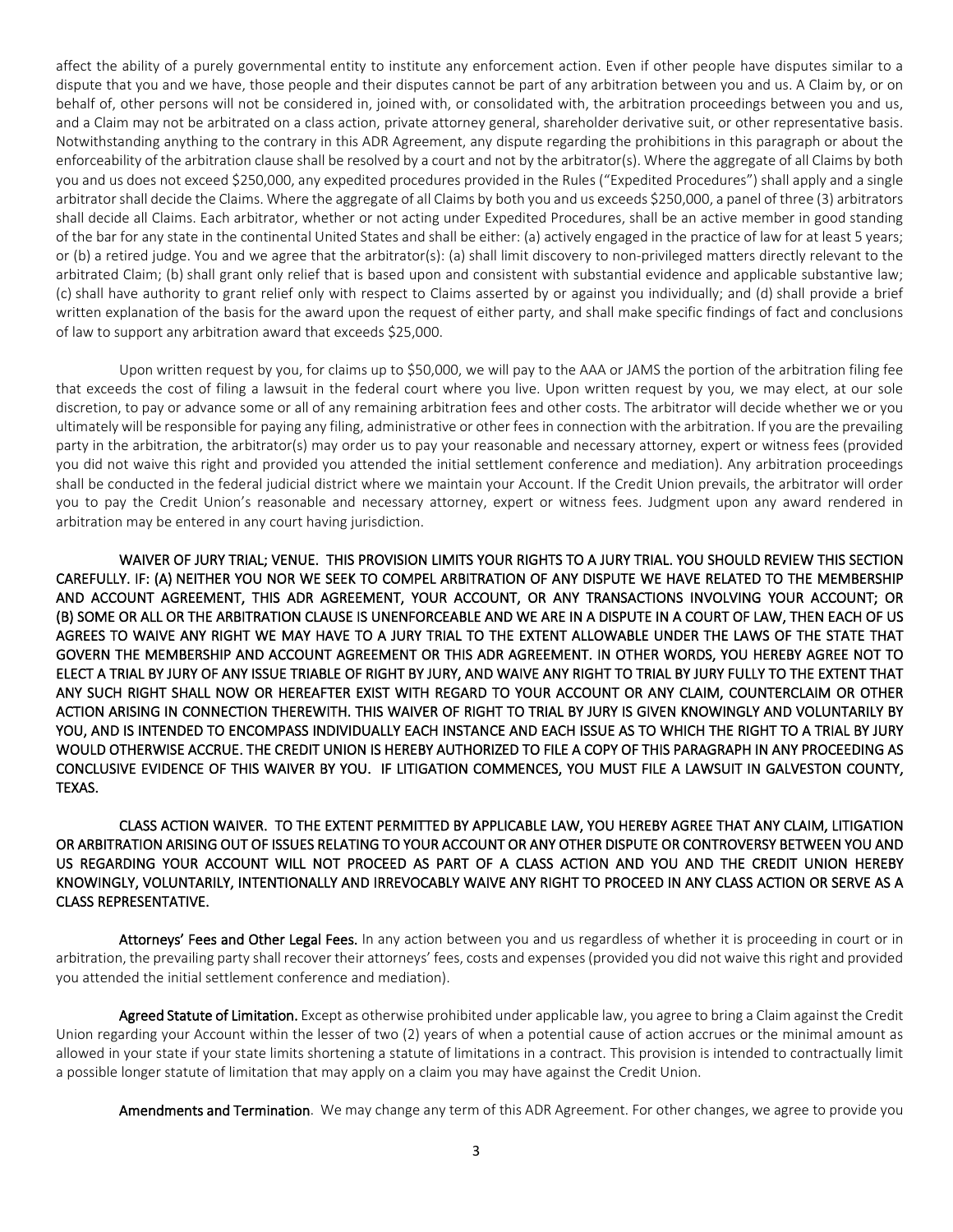affect the ability of a purely governmental entity to institute any enforcement action. Even if other people have disputes similar to a dispute that you and we have, those people and their disputes cannot be part of any arbitration between you and us. A Claim by, or on behalf of, other persons will not be considered in, joined with, or consolidated with, the arbitration proceedings between you and us, and a Claim may not be arbitrated on a class action, private attorney general, shareholder derivative suit, or other representative basis. Notwithstanding anything to the contrary in this ADR Agreement, any dispute regarding the prohibitions in this paragraph or about the enforceability of the arbitration clause shall be resolved by a court and not by the arbitrator(s). Where the aggregate of all Claims by both you and us does not exceed $250,000, any expedited procedures provided in the Rules ("Expedited Procedures") shall apply and a single arbitrator shall decide the Claims. Where the aggregate of all Claims by both you and us exceeds $250,000, a panel of three (3) arbitrators shall decide all Claims. Each arbitrator, whether or not acting under Expedited Procedures, shall be an active member in good standing of the bar for any state in the continental United States and shall be either: (a) actively engaged in the practice of law for at least 5 years; or (b) a retired judge. You and we agree that the arbitrator(s): (a) shall limit discovery to non-privileged matters directly relevant to the arbitrated Claim; (b) shall grant only relief that is based upon and consistent with substantial evidence and applicable substantive law; (c) shall have authority to grant relief only with respect to Claims asserted by or against you individually; and (d) shall provide a brief written explanation of the basis for the award upon the request of either party, and shall make specific findings of fact and conclusions of law to support any arbitration award that exceeds $25,000.

Upon written request by you, for claims up to $50,000, we will pay to the AAA or JAMS the portion of the arbitration filing fee that exceeds the cost of filing a lawsuit in the federal court where you live. Upon written request by you, we may elect, at our sole discretion, to pay or advance some or all of any remaining arbitration fees and other costs. The arbitrator will decide whether we or you ultimately will be responsible for paying any filing, administrative or other fees in connection with the arbitration. If you are the prevailing party in the arbitration, the arbitrator(s) may order us to pay your reasonable and necessary attorney, expert or witness fees (provided you did not waive this right and provided you attended the initial settlement conference and mediation). Any arbitration proceedings shall be conducted in the federal judicial district where we maintain your Account. If the Credit Union prevails, the arbitrator will order you to pay the Credit Union's reasonable and necessary attorney, expert or witness fees. Judgment upon any award rendered in arbitration may be entered in any court having jurisdiction.

**WAIVER OF JURY TRIAL; VENUE. THIS PROVISION LIMITS YOUR RIGHTS TO A JURY TRIAL. YOU SHOULD REVIEW THIS SECTION CAREFULLY. IF: (A) NEITHER YOU NOR WE SEEK TO COMPEL ARBITRATION OF ANY DISPUTE WE HAVE RELATED TO THE MEMBERSHIP AND ACCOUNT AGREEMENT, THIS ADR AGREEMENT, YOUR ACCOUNT, OR ANY TRANSACTIONS INVOLVING YOUR ACCOUNT; OR (B) SOME OR ALL OR THE ARBITRATION CLAUSE IS UNENFORCEABLE AND WE ARE IN A DISPUTE IN A COURT OF LAW, THEN EACH OF US AGREES TO WAIVE ANY RIGHT WE MAY HAVE TO A JURY TRIAL TO THE EXTENT ALLOWABLE UNDER THE LAWS OF THE STATE THAT GOVERN THE MEMBERSHIP AND ACCOUNT AGREEMENT OR THIS ADR AGREEMENT. IN OTHER WORDS, YOU HEREBY AGREE NOT TO ELECT A TRIAL BY JURY OF ANY ISSUE TRIABLE OF RIGHT BY JURY, AND WAIVE ANY RIGHT TO TRIAL BY JURY FULLY TO THE EXTENT THAT ANY SUCH RIGHT SHALL NOW OR HEREAFTER EXIST WITH REGARD TO YOUR ACCOUNT OR ANY CLAIM, COUNTERCLAIM OR OTHER ACTION ARISING IN CONNECTION THEREWITH. THIS WAIVER OF RIGHT TO TRIAL BY JURY IS GIVEN KNOWINGLY AND VOLUNTARILY BY YOU, AND IS INTENDED TO ENCOMPASS INDIVIDUALLY EACH INSTANCE AND EACH ISSUE AS TO WHICH THE RIGHT TO A TRIAL BY JURY WOULD OTHERWISE ACCRUE. THE CREDIT UNION IS HEREBY AUTHORIZED TO FILE A COPY OF THIS PARAGRAPH IN ANY PROCEEDING AS CONCLUSIVE EVIDENCE OF THIS WAIVER BY YOU. IF LITIGATION COMMENCES, YOU MUST FILE A LAWSUIT IN GALVESTON COUNTY, TEXAS.**

**CLASS ACTION WAIVER. TO THE EXTENT PERMITTED BY APPLICABLE LAW, YOU HEREBY AGREE THAT ANY CLAIM, LITIGATION OR ARBITRATION ARISING OUT OF ISSUES RELATING TO YOUR ACCOUNT OR ANY OTHER DISPUTE OR CONTROVERSY BETWEEN YOU AND US REGARDING YOUR ACCOUNT WILL NOT PROCEED AS PART OF A CLASS ACTION AND YOU AND THE CREDIT UNION HEREBY KNOWINGLY, VOLUNTARILY, INTENTIONALLY AND IRREVOCABLY WAIVE ANY RIGHT TO PROCEED IN ANY CLASS ACTION OR SERVE AS A CLASS REPRESENTATIVE.**

**Attorneys' Fees and Other Legal Fees.** In any action between you and us regardless of whether it is proceeding in court or in arbitration, the prevailing party shall recover their attorneys' fees, costs and expenses (provided you did not waive this right and provided you attended the initial settlement conference and mediation).

**Agreed Statute of Limitation.** Except as otherwise prohibited under applicable law, you agree to bring a Claim against the Credit Union regarding your Account within the lesser of two (2) years of when a potential cause of action accrues or the minimal amount as allowed in your state if your state limits shortening a statute of limitations in a contract. This provision is intended to contractually limit a possible longer statute of limitation that may apply on a claim you may have against the Credit Union.

**Amendments and Termination**. We may change any term of this ADR Agreement. For other changes, we agree to provide you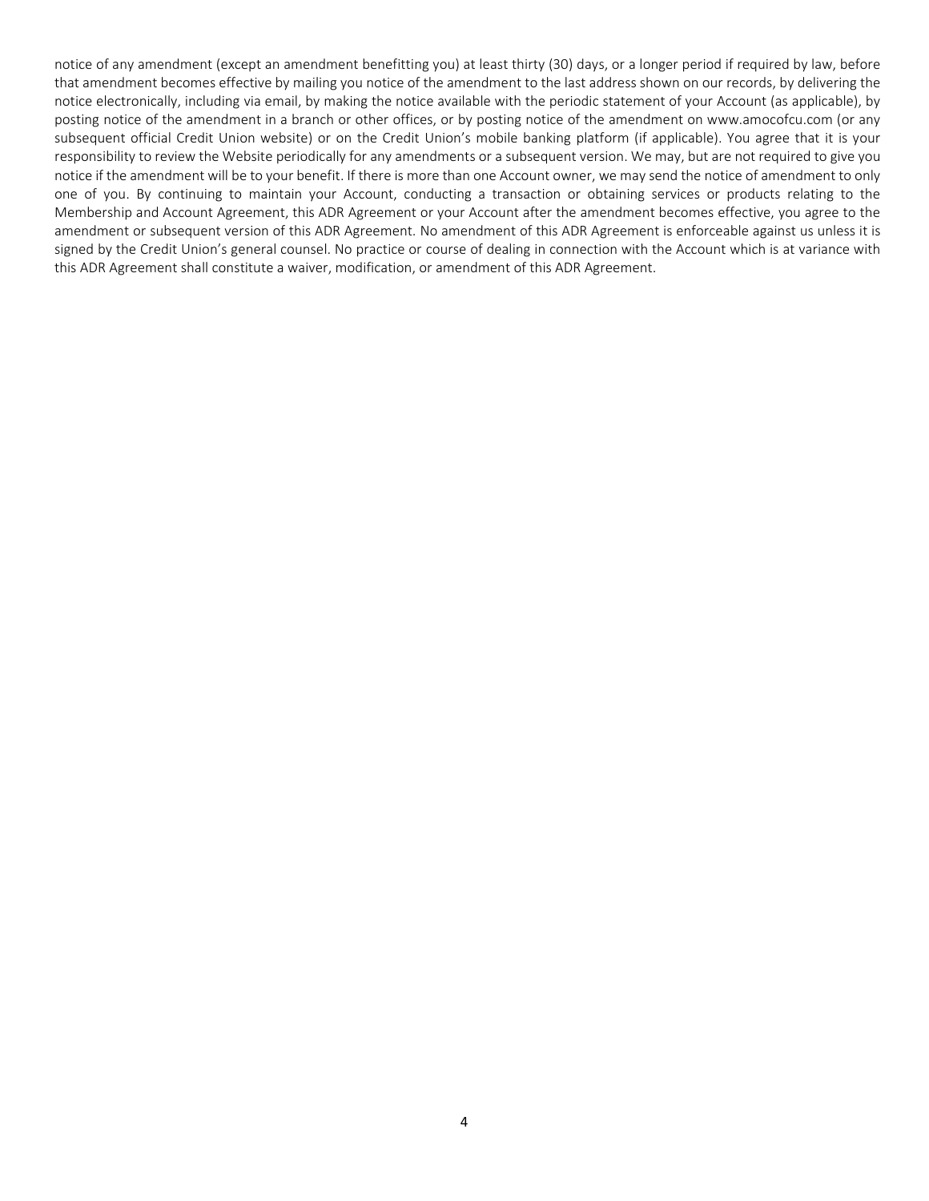notice of any amendment (except an amendment benefitting you) at least thirty (30) days, or a longer period if required by law, before that amendment becomes effective by mailing you notice of the amendment to the last address shown on our records, by delivering the notice electronically, including via email, by making the notice available with the periodic statement of your Account (as applicable), by posting notice of the amendment in a branch or other offices, or by posting notice of the amendment on www.amocofcu.com (or any subsequent official Credit Union website) or on the Credit Union's mobile banking platform (if applicable). You agree that it is your responsibility to review the Website periodically for any amendments or a subsequent version. We may, but are not required to give you notice if the amendment will be to your benefit. If there is more than one Account owner, we may send the notice of amendment to only one of you. By continuing to maintain your Account, conducting a transaction or obtaining services or products relating to the Membership and Account Agreement, this ADR Agreement or your Account after the amendment becomes effective, you agree to the amendment or subsequent version of this ADR Agreement. No amendment of this ADR Agreement is enforceable against us unless it is signed by the Credit Union's general counsel. No practice or course of dealing in connection with the Account which is at variance with this ADR Agreement shall constitute a waiver, modification, or amendment of this ADR Agreement.